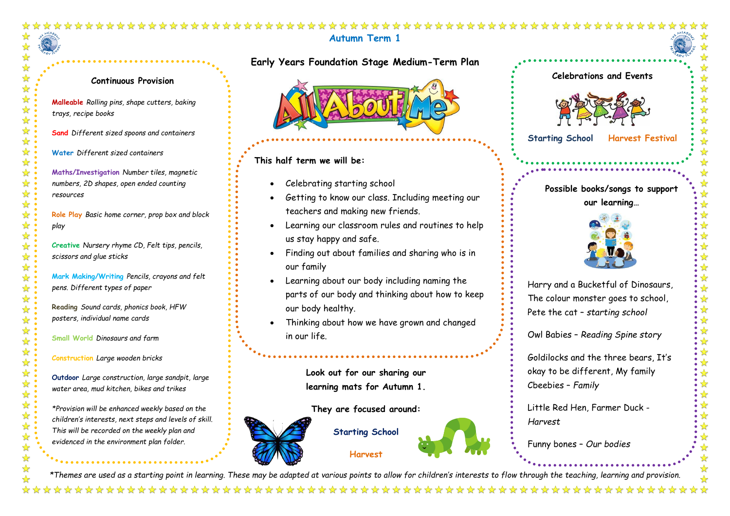## Autumn Term 1

# Early Years Foundation Stage Medium-Term Plan

All About Me

### Continuous Provision

**Malleable** *Rolling pins, shape cutters, baking trays, recipe books*

**Sand** *Different sized spoons and containers*

**Water** *Different sized containers*

**Maths/Investigation** *Number tiles, magnetic numbers, 2D shapes, open ended counting resources*

**Role Play** *Basic home corner, prop box and block play*

**Creative** *Nursery rhyme CD, Felt tips, pencils, scissors and glue sticks*

**Mark Making/Writing** *Pencils, crayons and felt pens. Different types of paper*

**Reading** *Sound cards, phonics book, HFW posters, individual name cards*

**Small World** *Dinosaurs and farm*

**Construction** *Large wooden bricks*

**Outdoor** *Large construction, large sandpit, large water area, mud kitchen, bikes and trikes*

*\*Provision will be enhanced weekly based on the children's interests, next steps and levels of skill. This will be recorded on the weekly plan and evidenced in the environment plan folder.*

### This half term we will be:

- Celebrating starting school
- Getting to know our class. Including meeting our teachers and making new friends.
- Learning our classroom rules and routines to help us stay happy and safe.
- Finding out about families and sharing who is in our family
- Learning about our body including naming the parts of our body and thinking about how to keep our body healthy.
- Thinking about how we have grown and changed in our life.

**Look out for our sharing our learning mats for Autumn 1.**

**They are focused around:**

Starting School

Harvest

### Celebrations and Events

Starting School Harvest Festival

### Possible books/songs to support our learning…

Harry and a Bucketful of Dinosaurs, The colour monster goes to school, Pete the cat – *starting school*

Owl Babies – *Reading Spine story*

Goldilocks and the three bears, It's okay to be different, My family Cbeebies – *Family*

Little Red Hen, Farmer Duck - *Harvest*

Funny bones – *Our bodies*

*\*Themes are used as a starting point in learning. These may be adapted at various points to allow for children's interests to flow through the teaching, learning and provision.*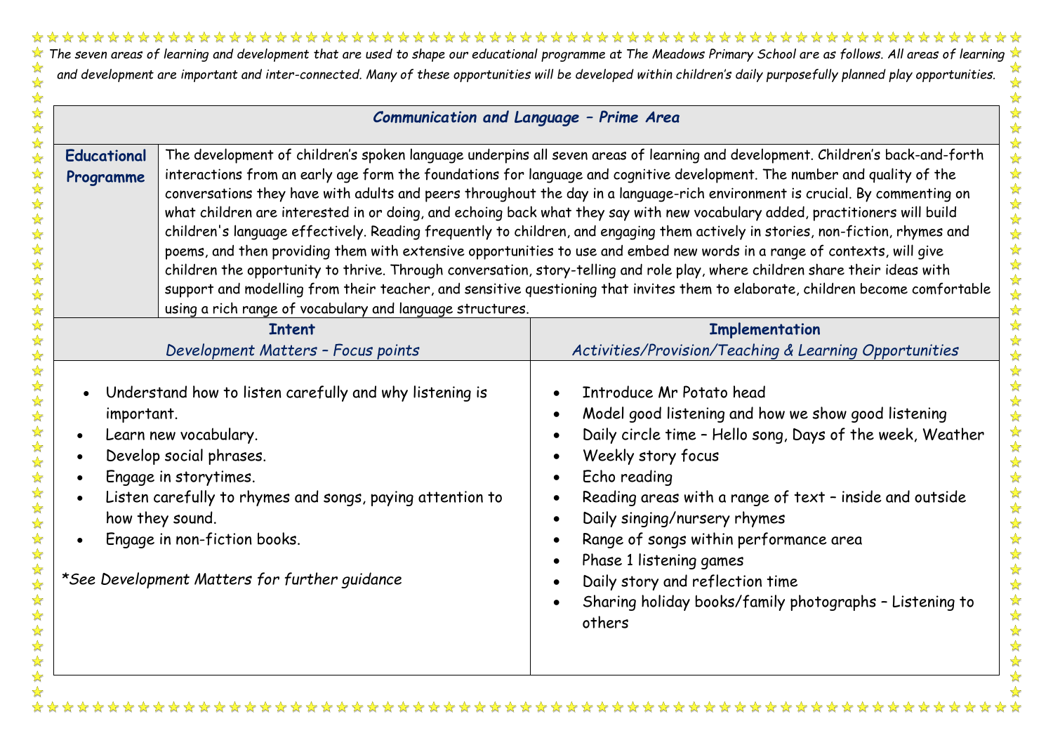*The seven areas of learning and development that are used to shape our educational programme at The Meadows Primary School are as follows. All areas of learning and development are important and inter-connected. Many of these opportunities will be developed within children's daily purposefully planned play opportunities.*

## *Communication and Language – Prime Area*

| **Educational Programme** | The development of children's spoken language underpins all seven areas of learning and development. Children's back-and-forth interactions from an early age form the foundations for language and cognitive development. The number and quality of the conversations they have with adults and peers throughout the day in a language-rich environment is crucial. By commenting on what children are interested in or doing, and echoing back what they say with new vocabulary added, practitioners will build children's language effectively. Reading frequently to children, and engaging them actively in stories, non-fiction, rhymes and poems, and then providing them with extensive opportunities to use and embed new words in a range of contexts, will give children the opportunity to thrive. Through conversation, story-telling and role play, where children share their ideas with support and modelling from their teacher, and sensitive questioning that invites them to elaborate, children become comfortable using a rich range of vocabulary and language structures. |
|---|---|

| **Intent** *Development Matters – Focus points* | **Implementation** *Activities/Provision/Teaching & Learning Opportunities* |
|---|---|
| • Understand how to listen carefully and why listening is important.<br>• Learn new vocabulary.<br>• Develop social phrases.<br>• Engage in storytimes.<br>• Listen carefully to rhymes and songs, paying attention to how they sound.<br>• Engage in non-fiction books.<br><br>*\*See Development Matters for further guidance* | • Introduce Mr Potato head<br>• Model good listening and how we show good listening<br>• Daily circle time – Hello song, Days of the week, Weather<br>• Weekly story focus<br>• Echo reading<br>• Reading areas with a range of text – inside and outside<br>• Daily singing/nursery rhymes<br>• Range of songs within performance area<br>• Phase 1 listening games<br>• Daily story and reflection time<br>• Sharing holiday books/family photographs – Listening to others |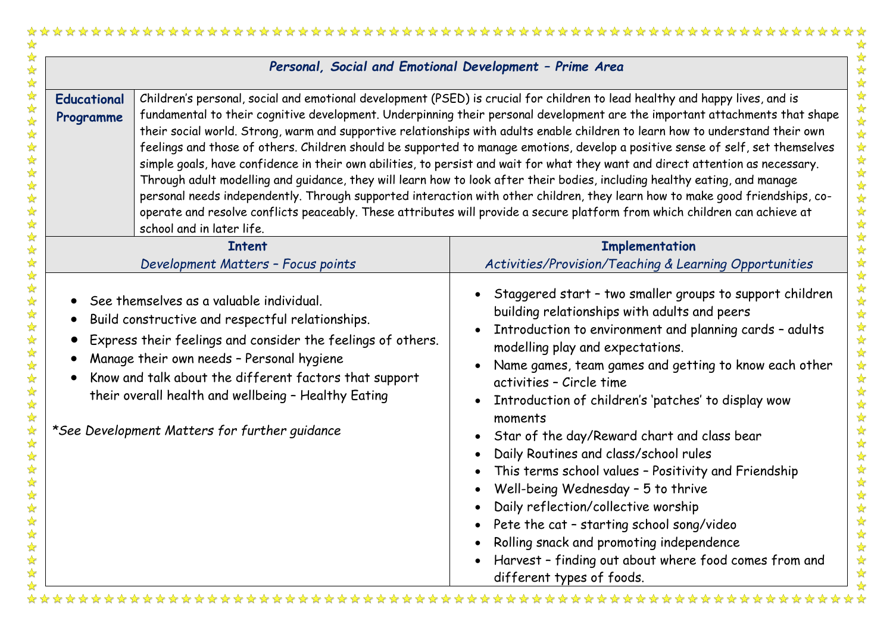## *Personal, Social and Emotional Development – Prime Area*

| **Educational Programme** | Children's personal, social and emotional development (PSED) is crucial for children to lead healthy and happy lives, and is fundamental to their cognitive development. Underpinning their personal development are the important attachments that shape their social world. Strong, warm and supportive relationships with adults enable children to learn how to understand their own feelings and those of others. Children should be supported to manage emotions, develop a positive sense of self, set themselves simple goals, have confidence in their own abilities, to persist and wait for what they want and direct attention as necessary. Through adult modelling and guidance, they will learn how to look after their bodies, including healthy eating, and manage personal needs independently. Through supported interaction with other children, they learn how to make good friendships, co-operate and resolve conflicts peaceably. These attributes will provide a secure platform from which children can achieve at school and in later life. |
|---|---|

| **Intent**<br>*Development Matters – Focus points* | **Implementation**<br>*Activities/Provision/Teaching & Learning Opportunities* |
|---|---|
| • See themselves as a valuable individual.<br>• Build constructive and respectful relationships.<br>• Express their feelings and consider the feelings of others.<br>• Manage their own needs – Personal hygiene<br>• Know and talk about the different factors that support their overall health and wellbeing – Healthy Eating<br><br>**See Development Matters for further guidance* | • Staggered start – two smaller groups to support children building relationships with adults and peers<br>• Introduction to environment and planning cards – adults modelling play and expectations.<br>• Name games, team games and getting to know each other activities – Circle time<br>• Introduction of children's 'patches' to display wow moments<br>• Star of the day/Reward chart and class bear<br>• Daily Routines and class/school rules<br>• This terms school values – Positivity and Friendship<br>• Well-being Wednesday – 5 to thrive<br>• Daily reflection/collective worship<br>• Pete the cat – starting school song/video<br>• Rolling snack and promoting independence<br>• Harvest – finding out about where food comes from and different types of foods. |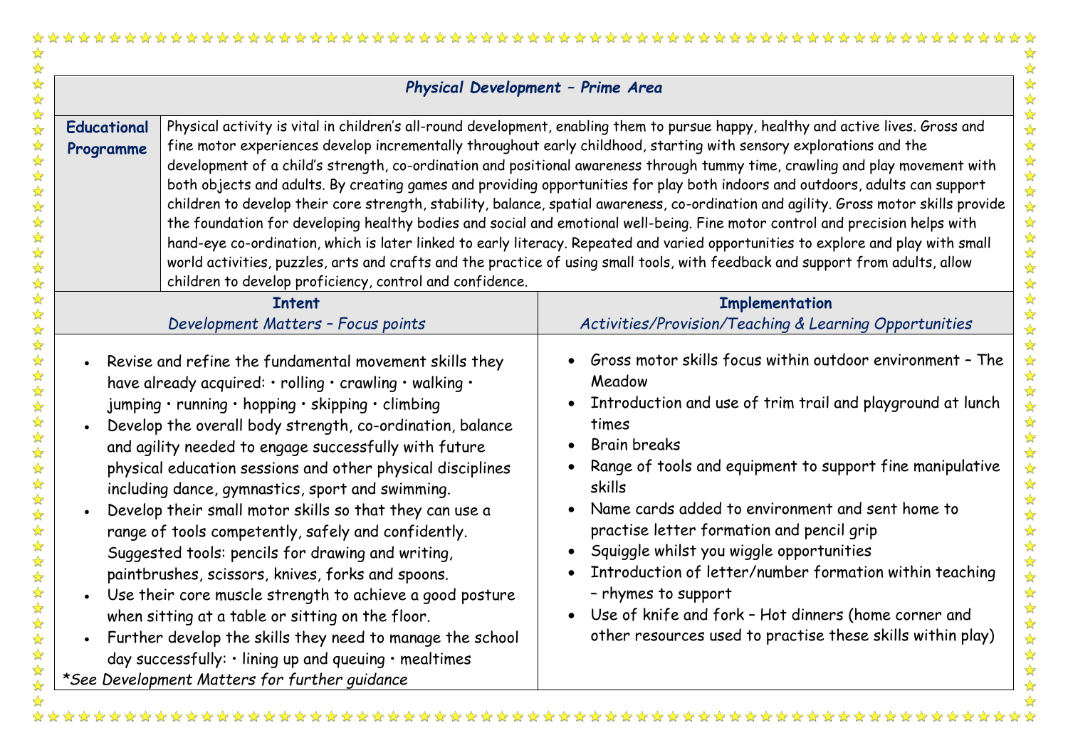| ***Physical Development – Prime Area*** | |
|---|---|
| **Educational Programme** | Physical activity is vital in children's all-round development, enabling them to pursue happy, healthy and active lives. Gross and fine motor experiences develop incrementally throughout early childhood, starting with sensory explorations and the development of a child's strength, co-ordination and positional awareness through tummy time, crawling and play movement with both objects and adults. By creating games and providing opportunities for play both indoors and outdoors, adults can support children to develop their core strength, stability, balance, spatial awareness, co-ordination and agility. Gross motor skills provide the foundation for developing healthy bodies and social and emotional well-being. Fine motor control and precision helps with hand-eye co-ordination, which is later linked to early literacy. Repeated and varied opportunities to explore and play with small world activities, puzzles, arts and crafts and the practice of using small tools, with feedback and support from adults, allow children to develop proficiency, control and confidence. |

| **Intent**<br>*Development Matters – Focus points* | **Implementation**<br>*Activities/Provision/Teaching & Learning Opportunities* |
|---|---|
| • Revise and refine the fundamental movement skills they have already acquired: • rolling • crawling • walking • jumping • running • hopping • skipping • climbing<br>• Develop the overall body strength, co-ordination, balance and agility needed to engage successfully with future physical education sessions and other physical disciplines including dance, gymnastics, sport and swimming.<br>• Develop their small motor skills so that they can use a range of tools competently, safely and confidently. Suggested tools: pencils for drawing and writing, paintbrushes, scissors, knives, forks and spoons.<br>• Use their core muscle strength to achieve a good posture when sitting at a table or sitting on the floor.<br>• Further develop the skills they need to manage the school day successfully: • lining up and queuing • mealtimes<br>*\*See Development Matters for further guidance* | • Gross motor skills focus within outdoor environment – The Meadow<br>• Introduction and use of trim trail and playground at lunch times<br>• Brain breaks<br>• Range of tools and equipment to support fine manipulative skills<br>• Name cards added to environment and sent home to practise letter formation and pencil grip<br>• Squiggle whilst you wiggle opportunities<br>• Introduction of letter/number formation within teaching – rhymes to support<br>• Use of knife and fork – Hot dinners (home corner and other resources used to practise these skills within play) |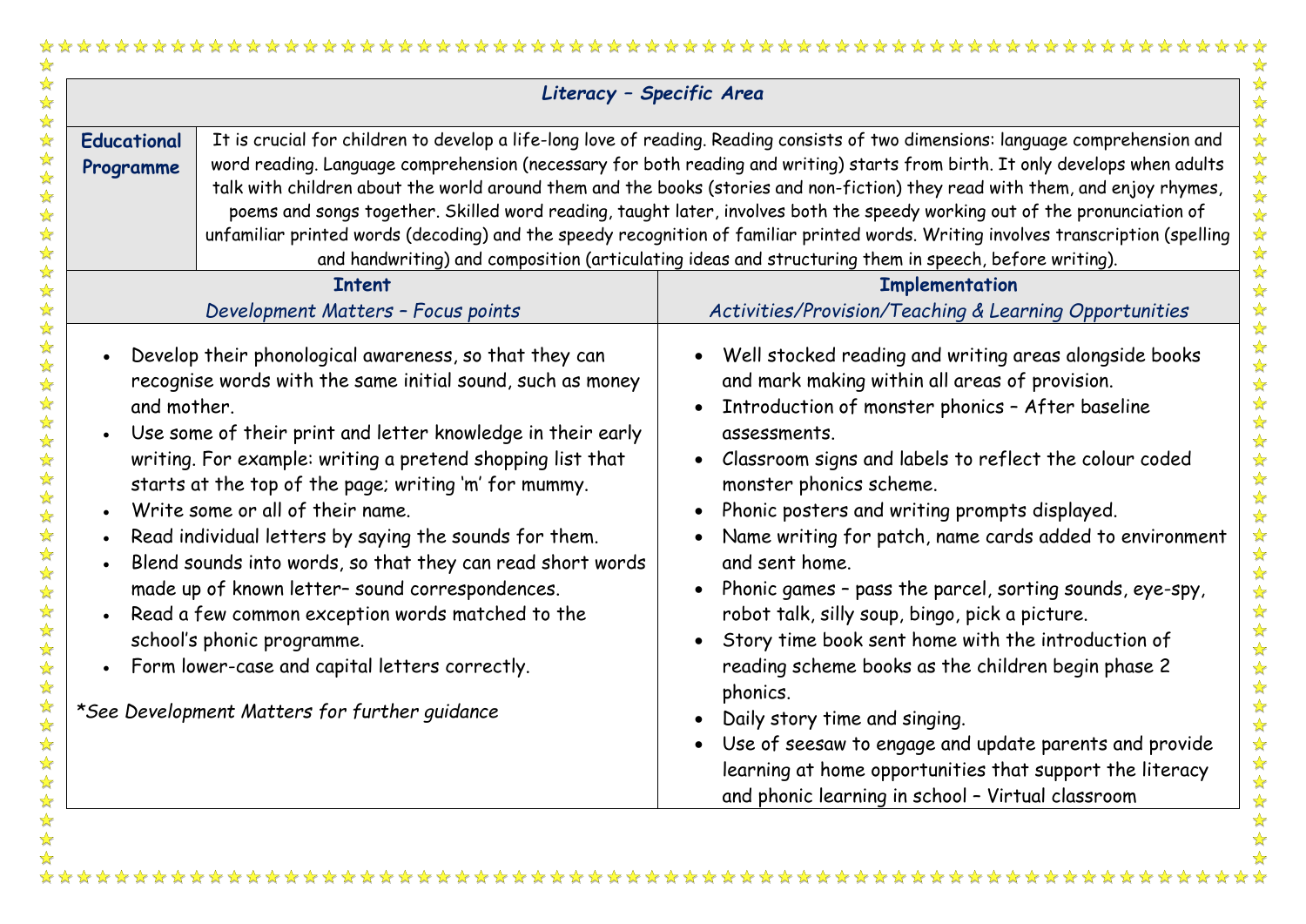| **Literacy – Specific Area** | | |
|---|---|---|
| **Educational Programme** | It is crucial for children to develop a life-long love of reading. Reading consists of two dimensions: language comprehension and word reading. Language comprehension (necessary for both reading and writing) starts from birth. It only develops when adults talk with children about the world around them and the books (stories and non-fiction) they read with them, and enjoy rhymes, poems and songs together. Skilled word reading, taught later, involves both the speedy working out of the pronunciation of unfamiliar printed words (decoding) and the speedy recognition of familiar printed words. Writing involves transcription (spelling and handwriting) and composition (articulating ideas and structuring them in speech, before writing). | |
| **Intent**<br>*Development Matters – Focus points* | | **Implementation**<br>*Activities/Provision/Teaching & Learning Opportunities* |
| • Develop their phonological awareness, so that they can recognise words with the same initial sound, such as money and mother.<br>• Use some of their print and letter knowledge in their early writing. For example: writing a pretend shopping list that starts at the top of the page; writing 'm' for mummy.<br>• Write some or all of their name.<br>• Read individual letters by saying the sounds for them.<br>• Blend sounds into words, so that they can read short words made up of known letter– sound correspondences.<br>• Read a few common exception words matched to the school's phonic programme.<br>• Form lower-case and capital letters correctly.<br><br>*\*See Development Matters for further guidance* | | • Well stocked reading and writing areas alongside books and mark making within all areas of provision.<br>• Introduction of monster phonics – After baseline assessments.<br>• Classroom signs and labels to reflect the colour coded monster phonics scheme.<br>• Phonic posters and writing prompts displayed.<br>• Name writing for patch, name cards added to environment and sent home.<br>• Phonic games – pass the parcel, sorting sounds, eye-spy, robot talk, silly soup, bingo, pick a picture.<br>• Story time book sent home with the introduction of reading scheme books as the children begin phase 2 phonics.<br>• Daily story time and singing.<br>• Use of seesaw to engage and update parents and provide learning at home opportunities that support the literacy and phonic learning in school – Virtual classroom |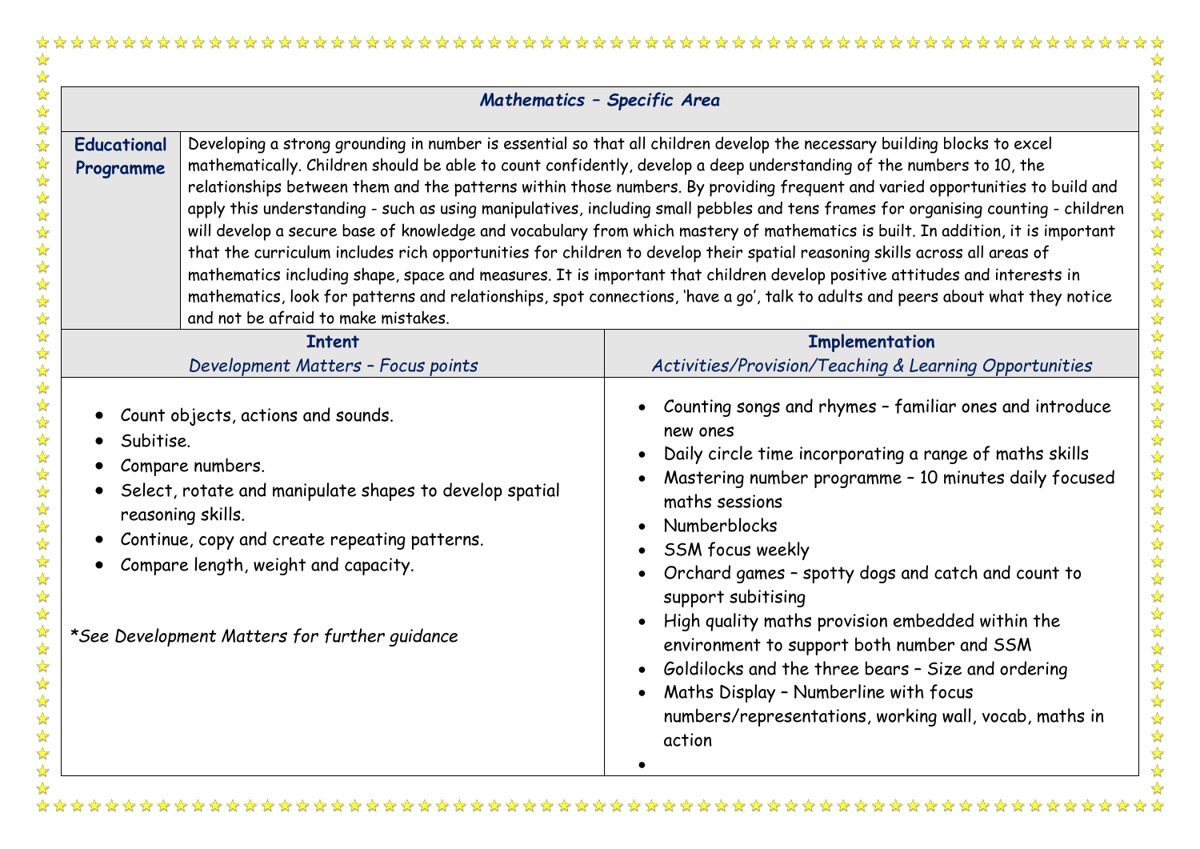## *Mathematics – Specific Area*

| **Educational Programme** | Developing a strong grounding in number is essential so that all children develop the necessary building blocks to excel mathematically. Children should be able to count confidently, develop a deep understanding of the numbers to 10, the relationships between them and the patterns within those numbers. By providing frequent and varied opportunities to build and apply this understanding - such as using manipulatives, including small pebbles and tens frames for organising counting - children will develop a secure base of knowledge and vocabulary from which mastery of mathematics is built. In addition, it is important that the curriculum includes rich opportunities for children to develop their spatial reasoning skills across all areas of mathematics including shape, space and measures. It is important that children develop positive attitudes and interests in mathematics, look for patterns and relationships, spot connections, 'have a go', talk to adults and peers about what they notice and not be afraid to make mistakes. |
|---|---|

| **Intent**<br>*Development Matters – Focus points* | **Implementation**<br>*Activities/Provision/Teaching & Learning Opportunities* |
|---|---|
| • Count objects, actions and sounds.<br>• Subitise.<br>• Compare numbers.<br>• Select, rotate and manipulate shapes to develop spatial reasoning skills.<br>• Continue, copy and create repeating patterns.<br>• Compare length, weight and capacity.<br><br>*\*See Development Matters for further guidance* | • Counting songs and rhymes – familiar ones and introduce new ones<br>• Daily circle time incorporating a range of maths skills<br>• Mastering number programme – 10 minutes daily focused maths sessions<br>• Numberblocks<br>• SSM focus weekly<br>• Orchard games – spotty dogs and catch and count to support subitising<br>• High quality maths provision embedded within the environment to support both number and SSM<br>• Goldilocks and the three bears – Size and ordering<br>• Maths Display – Numberline with focus numbers/representations, working wall, vocab, maths in action<br>• |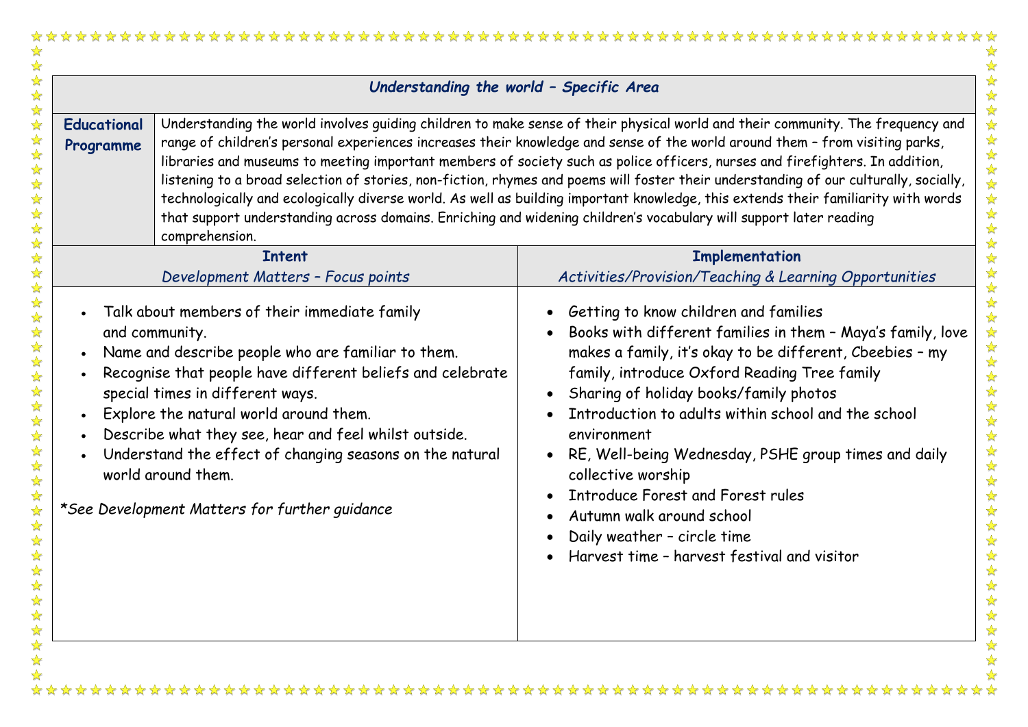## *Understanding the world – Specific Area*

| **Educational Programme** | Understanding the world involves guiding children to make sense of their physical world and their community. The frequency and range of children's personal experiences increases their knowledge and sense of the world around them – from visiting parks, libraries and museums to meeting important members of society such as police officers, nurses and firefighters. In addition, listening to a broad selection of stories, non-fiction, rhymes and poems will foster their understanding of our culturally, socially, technologically and ecologically diverse world. As well as building important knowledge, this extends their familiarity with words that support understanding across domains. Enriching and widening children's vocabulary will support later reading comprehension. |
|---|---|

| **Intent**<br>*Development Matters – Focus points* | **Implementation**<br>*Activities/Provision/Teaching & Learning Opportunities* |
|---|---|
| • Talk about members of their immediate family and community.<br>• Name and describe people who are familiar to them.<br>• Recognise that people have different beliefs and celebrate special times in different ways.<br>• Explore the natural world around them.<br>• Describe what they see, hear and feel whilst outside.<br>• Understand the effect of changing seasons on the natural world around them.<br><br>*\*See Development Matters for further guidance* | • Getting to know children and families<br>• Books with different families in them – Maya's family, love makes a family, it's okay to be different, Cbeebies – my family, introduce Oxford Reading Tree family<br>• Sharing of holiday books/family photos<br>• Introduction to adults within school and the school environment<br>• RE, Well-being Wednesday, PSHE group times and daily collective worship<br>• Introduce Forest and Forest rules<br>• Autumn walk around school<br>• Daily weather – circle time<br>• Harvest time – harvest festival and visitor |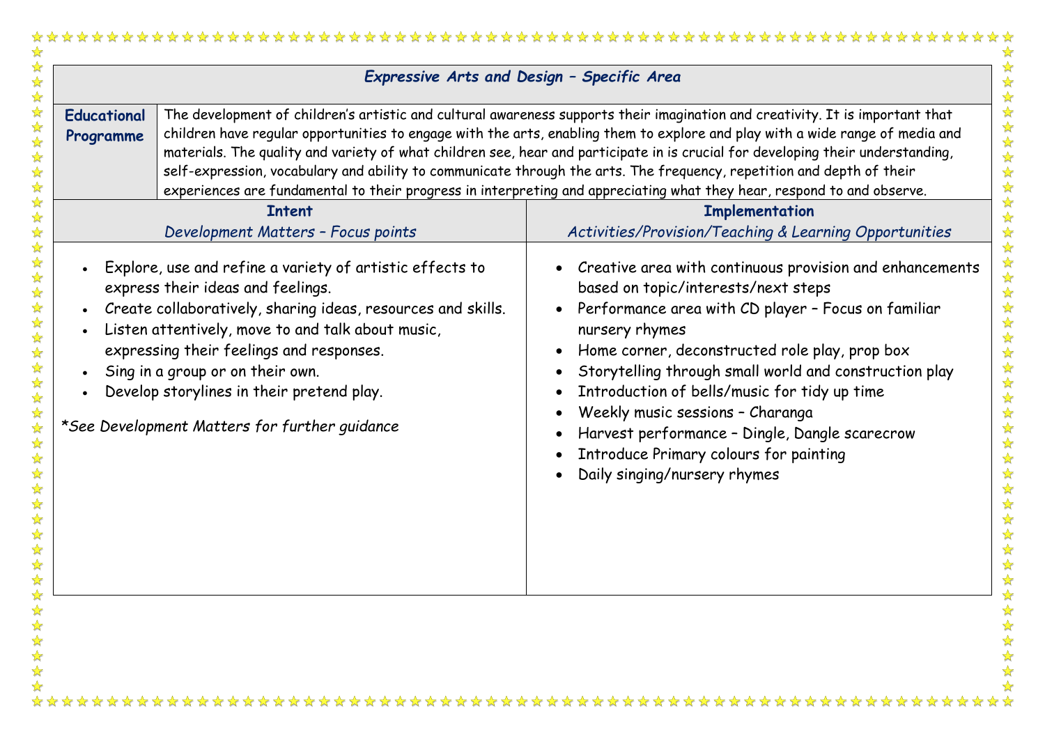## *Expressive Arts and Design – Specific Area*

**Educational Programme**

The development of children's artistic and cultural awareness supports their imagination and creativity. It is important that children have regular opportunities to engage with the arts, enabling them to explore and play with a wide range of media and materials. The quality and variety of what children see, hear and participate in is crucial for developing their understanding, self-expression, vocabulary and ability to communicate through the arts. The frequency, repetition and depth of their experiences are fundamental to their progress in interpreting and appreciating what they hear, respond to and observe.

| **Intent**<br>*Development Matters – Focus points* | **Implementation**<br>*Activities/Provision/Teaching & Learning Opportunities* |
|---|---|
| • Explore, use and refine a variety of artistic effects to express their ideas and feelings.<br>• Create collaboratively, sharing ideas, resources and skills.<br>• Listen attentively, move to and talk about music, expressing their feelings and responses.<br>• Sing in a group or on their own.<br>• Develop storylines in their pretend play.<br><br>**See Development Matters for further guidance* | • Creative area with continuous provision and enhancements based on topic/interests/next steps<br>• Performance area with CD player – Focus on familiar nursery rhymes<br>• Home corner, deconstructed role play, prop box<br>• Storytelling through small world and construction play<br>• Introduction of bells/music for tidy up time<br>• Weekly music sessions – Charanga<br>• Harvest performance – Dingle, Dangle scarecrow<br>• Introduce Primary colours for painting<br>• Daily singing/nursery rhymes |